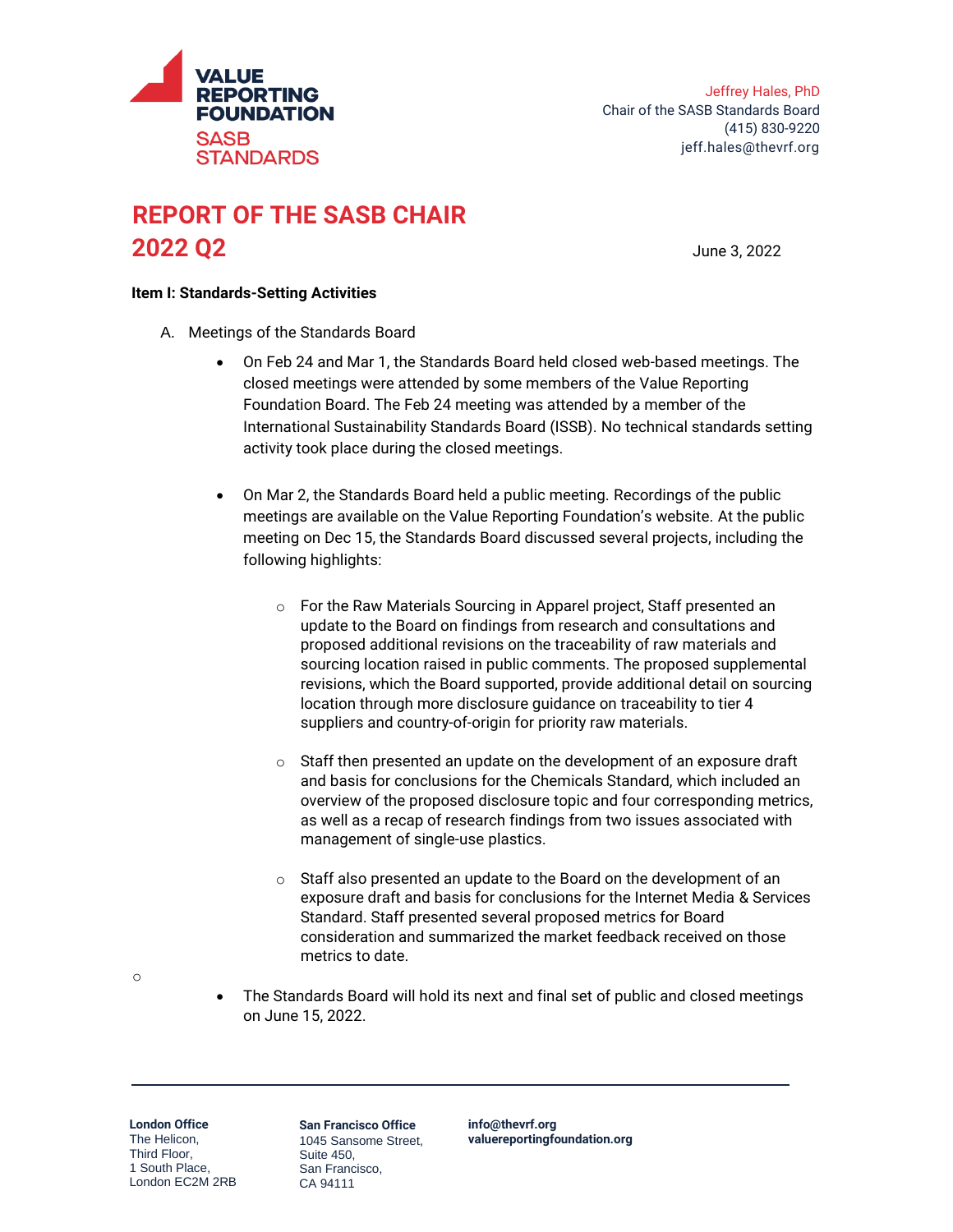VALUE REPORTING FOUNDATION
SASB STANDARDS

Jeffrey Hales, PhD
Chair of the SASB Standards Board
(415) 830-9220
jeff.hales@thevrf.org

# REPORT OF THE SASB CHAIR 2022 Q2

June 3, 2022

**Item I: Standards-Setting Activities**

A. Meetings of the Standards Board

- On Feb 24 and Mar 1, the Standards Board held closed web-based meetings. The closed meetings were attended by some members of the Value Reporting Foundation Board. The Feb 24 meeting was attended by a member of the International Sustainability Standards Board (ISSB). No technical standards setting activity took place during the closed meetings.

- On Mar 2, the Standards Board held a public meeting. Recordings of the public meetings are available on the Value Reporting Foundation's website. At the public meeting on Dec 15, the Standards Board discussed several projects, including the following highlights:

    - For the Raw Materials Sourcing in Apparel project, Staff presented an update to the Board on findings from research and consultations and proposed additional revisions on the traceability of raw materials and sourcing location raised in public comments. The proposed supplemental revisions, which the Board supported, provide additional detail on sourcing location through more disclosure guidance on traceability to tier 4 suppliers and country-of-origin for priority raw materials.

    - Staff then presented an update on the development of an exposure draft and basis for conclusions for the Chemicals Standard, which included an overview of the proposed disclosure topic and four corresponding metrics, as well as a recap of research findings from two issues associated with management of single-use plastics.

    - Staff also presented an update to the Board on the development of an exposure draft and basis for conclusions for the Internet Media & Services Standard. Staff presented several proposed metrics for Board consideration and summarized the market feedback received on those metrics to date.

- The Standards Board will hold its next and final set of public and closed meetings on June 15, 2022.

**London Office**
The Helicon,
Third Floor,
1 South Place,
London EC2M 2RB

**San Francisco Office**
1045 Sansome Street,
Suite 450,
San Francisco,
CA 94111

**info@thevrf.org**
**valuereportingfoundation.org**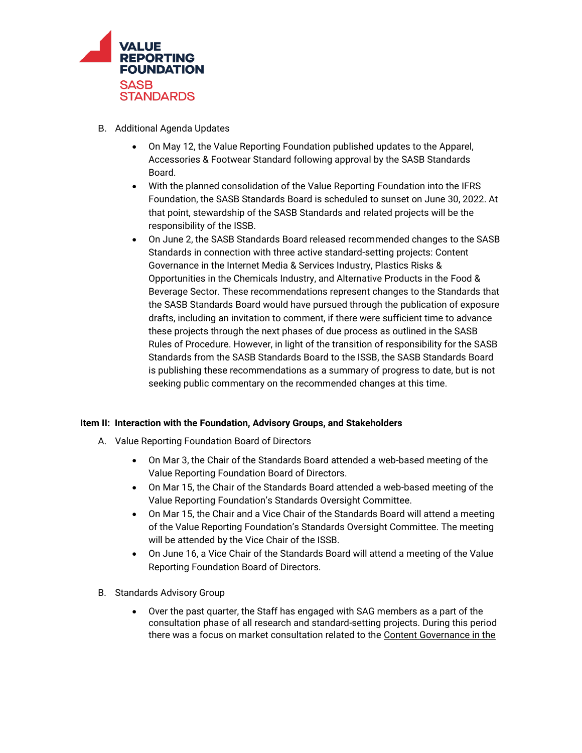B. Additional Agenda Updates

- On May 12, the Value Reporting Foundation published updates to the Apparel, Accessories & Footwear Standard following approval by the SASB Standards Board.
- With the planned consolidation of the Value Reporting Foundation into the IFRS Foundation, the SASB Standards Board is scheduled to sunset on June 30, 2022. At that point, stewardship of the SASB Standards and related projects will be the responsibility of the ISSB.
- On June 2, the SASB Standards Board released recommended changes to the SASB Standards in connection with three active standard-setting projects: Content Governance in the Internet Media & Services Industry, Plastics Risks & Opportunities in the Chemicals Industry, and Alternative Products in the Food & Beverage Sector. These recommendations represent changes to the Standards that the SASB Standards Board would have pursued through the publication of exposure drafts, including an invitation to comment, if there were sufficient time to advance these projects through the next phases of due process as outlined in the SASB Rules of Procedure. However, in light of the transition of responsibility for the SASB Standards from the SASB Standards Board to the ISSB, the SASB Standards Board is publishing these recommendations as a summary of progress to date, but is not seeking public commentary on the recommended changes at this time.

**Item II: Interaction with the Foundation, Advisory Groups, and Stakeholders**

A. Value Reporting Foundation Board of Directors

- On Mar 3, the Chair of the Standards Board attended a web-based meeting of the Value Reporting Foundation Board of Directors.
- On Mar 15, the Chair of the Standards Board attended a web-based meeting of the Value Reporting Foundation's Standards Oversight Committee.
- On Mar 15, the Chair and a Vice Chair of the Standards Board will attend a meeting of the Value Reporting Foundation's Standards Oversight Committee. The meeting will be attended by the Vice Chair of the ISSB.
- On June 16, a Vice Chair of the Standards Board will attend a meeting of the Value Reporting Foundation Board of Directors.

B. Standards Advisory Group

- Over the past quarter, the Staff has engaged with SAG members as a part of the consultation phase of all research and standard-setting projects. During this period there was a focus on market consultation related to the Content Governance in the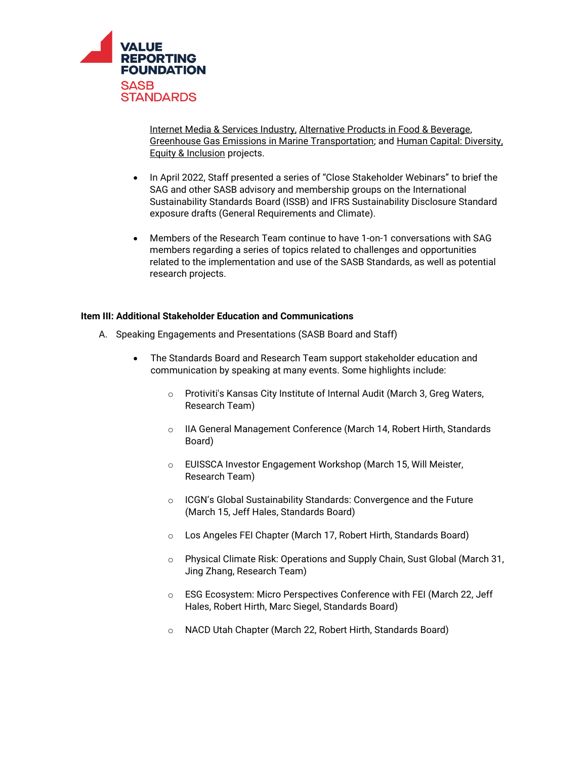Internet Media & Services Industry, Alternative Products in Food & Beverage, Greenhouse Gas Emissions in Marine Transportation; and Human Capital: Diversity, Equity & Inclusion projects.

- In April 2022, Staff presented a series of "Close Stakeholder Webinars" to brief the SAG and other SASB advisory and membership groups on the International Sustainability Standards Board (ISSB) and IFRS Sustainability Disclosure Standard exposure drafts (General Requirements and Climate).

- Members of the Research Team continue to have 1-on-1 conversations with SAG members regarding a series of topics related to challenges and opportunities related to the implementation and use of the SASB Standards, as well as potential research projects.

**Item III: Additional Stakeholder Education and Communications**

A. Speaking Engagements and Presentations (SASB Board and Staff)

- The Standards Board and Research Team support stakeholder education and communication by speaking at many events. Some highlights include:
  - Protiviti's Kansas City Institute of Internal Audit (March 3, Greg Waters, Research Team)
  - IIA General Management Conference (March 14, Robert Hirth, Standards Board)
  - EUISSCA Investor Engagement Workshop (March 15, Will Meister, Research Team)
  - ICGN's Global Sustainability Standards: Convergence and the Future (March 15, Jeff Hales, Standards Board)
  - Los Angeles FEI Chapter (March 17, Robert Hirth, Standards Board)
  - Physical Climate Risk: Operations and Supply Chain, Sust Global (March 31, Jing Zhang, Research Team)
  - ESG Ecosystem: Micro Perspectives Conference with FEI (March 22, Jeff Hales, Robert Hirth, Marc Siegel, Standards Board)
  - NACD Utah Chapter (March 22, Robert Hirth, Standards Board)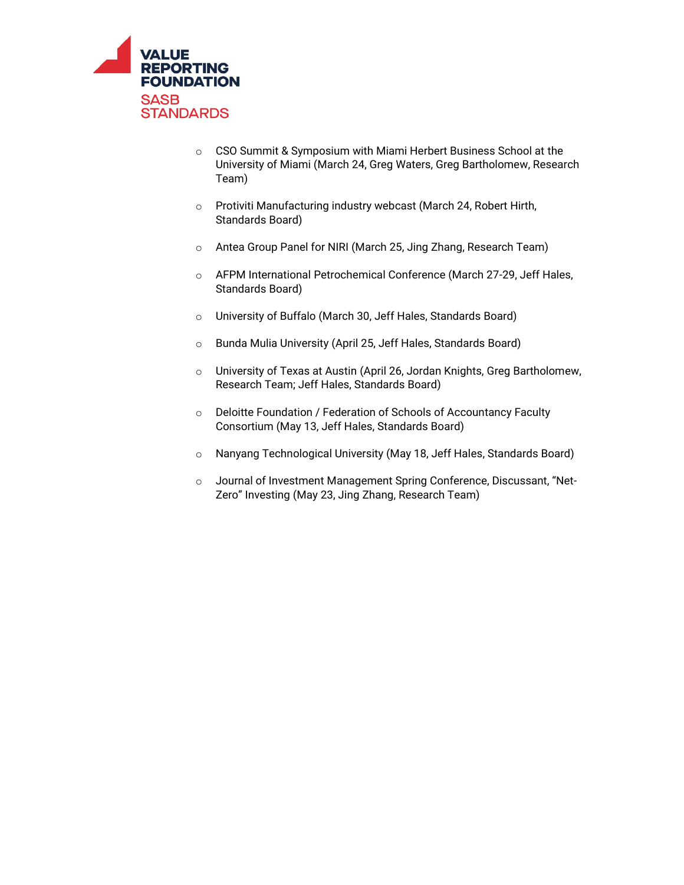- CSO Summit & Symposium with Miami Herbert Business School at the University of Miami (March 24, Greg Waters, Greg Bartholomew, Research Team)
- Protiviti Manufacturing industry webcast (March 24, Robert Hirth, Standards Board)
- Antea Group Panel for NIRI (March 25, Jing Zhang, Research Team)
- AFPM International Petrochemical Conference (March 27-29, Jeff Hales, Standards Board)
- University of Buffalo (March 30, Jeff Hales, Standards Board)
- Bunda Mulia University (April 25, Jeff Hales, Standards Board)
- University of Texas at Austin (April 26, Jordan Knights, Greg Bartholomew, Research Team; Jeff Hales, Standards Board)
- Deloitte Foundation / Federation of Schools of Accountancy Faculty Consortium (May 13, Jeff Hales, Standards Board)
- Nanyang Technological University (May 18, Jeff Hales, Standards Board)
- Journal of Investment Management Spring Conference, Discussant, "Net-Zero" Investing (May 23, Jing Zhang, Research Team)